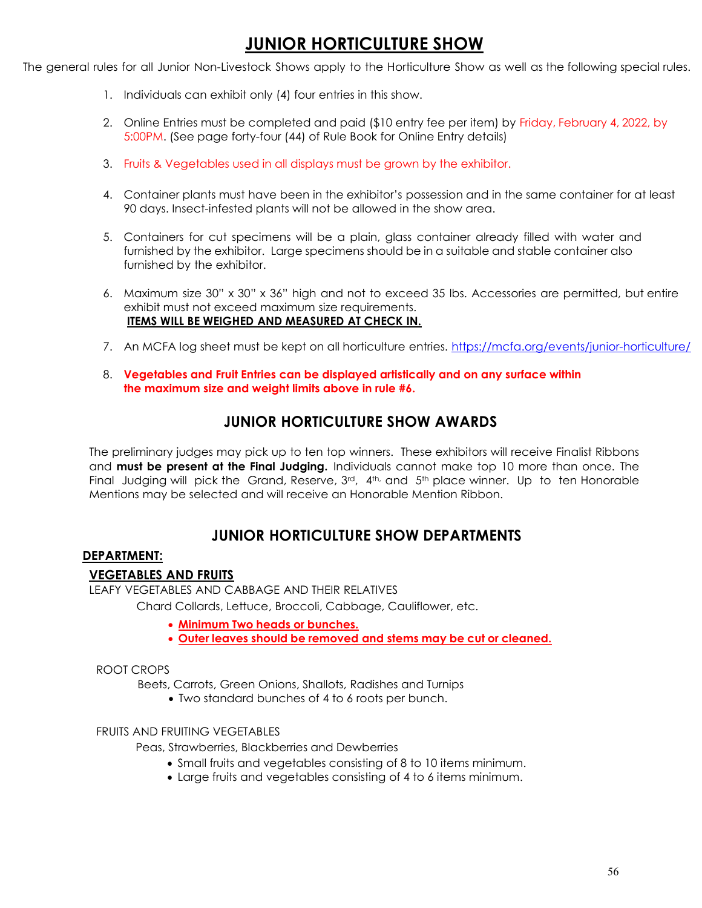# JUNIOR HORTICULTURE SHOW

The general rules for all Junior Non-Livestock Shows apply to the Horticulture Show as well as the following special rules.

1. Individuals can exhibit only (4) four entries in this show.
2. Online Entries must be completed and paid ($10 entry fee per item) by Friday, February 4, 2022, by 5:00PM. (See page forty-four (44) of Rule Book for Online Entry details)
3. Fruits & Vegetables used in all displays must be grown by the exhibitor.
4. Container plants must have been in the exhibitor's possession and in the same container for at least 90 days. Insect-infested plants will not be allowed in the show area.
5. Containers for cut specimens will be a plain, glass container already filled with water and furnished by the exhibitor. Large specimens should be in a suitable and stable container also furnished by the exhibitor.
6. Maximum size 30" x 30" x 36" high and not to exceed 35 lbs. Accessories are permitted, but entire exhibit must not exceed maximum size requirements.
   **ITEMS WILL BE WEIGHED AND MEASURED AT CHECK IN.**
7. An MCFA log sheet must be kept on all horticulture entries. https://mcfa.org/events/junior-horticulture/
8. **Vegetables and Fruit Entries can be displayed artistically and on any surface within the maximum size and weight limits above in rule #6.**

## JUNIOR HORTICULTURE SHOW AWARDS

The preliminary judges may pick up to ten top winners. These exhibitors will receive Finalist Ribbons and **must be present at the Final Judging.** Individuals cannot make top 10 more than once. The Final Judging will pick the Grand, Reserve, 3rd, 4th, and 5th place winner. Up to ten Honorable Mentions may be selected and will receive an Honorable Mention Ribbon.

## JUNIOR HORTICULTURE SHOW DEPARTMENTS

**DEPARTMENT:**

**VEGETABLES AND FRUITS**

LEAFY VEGETABLES AND CABBAGE AND THEIR RELATIVES

Chard Collards, Lettuce, Broccoli, Cabbage, Cauliflower, etc.

- **Minimum Two heads or bunches.**
- **Outer leaves should be removed and stems may be cut or cleaned.**

ROOT CROPS

Beets, Carrots, Green Onions, Shallots, Radishes and Turnips

- Two standard bunches of 4 to 6 roots per bunch.

FRUITS AND FRUITING VEGETABLES

Peas, Strawberries, Blackberries and Dewberries

- Small fruits and vegetables consisting of 8 to 10 items minimum.
- Large fruits and vegetables consisting of 4 to 6 items minimum.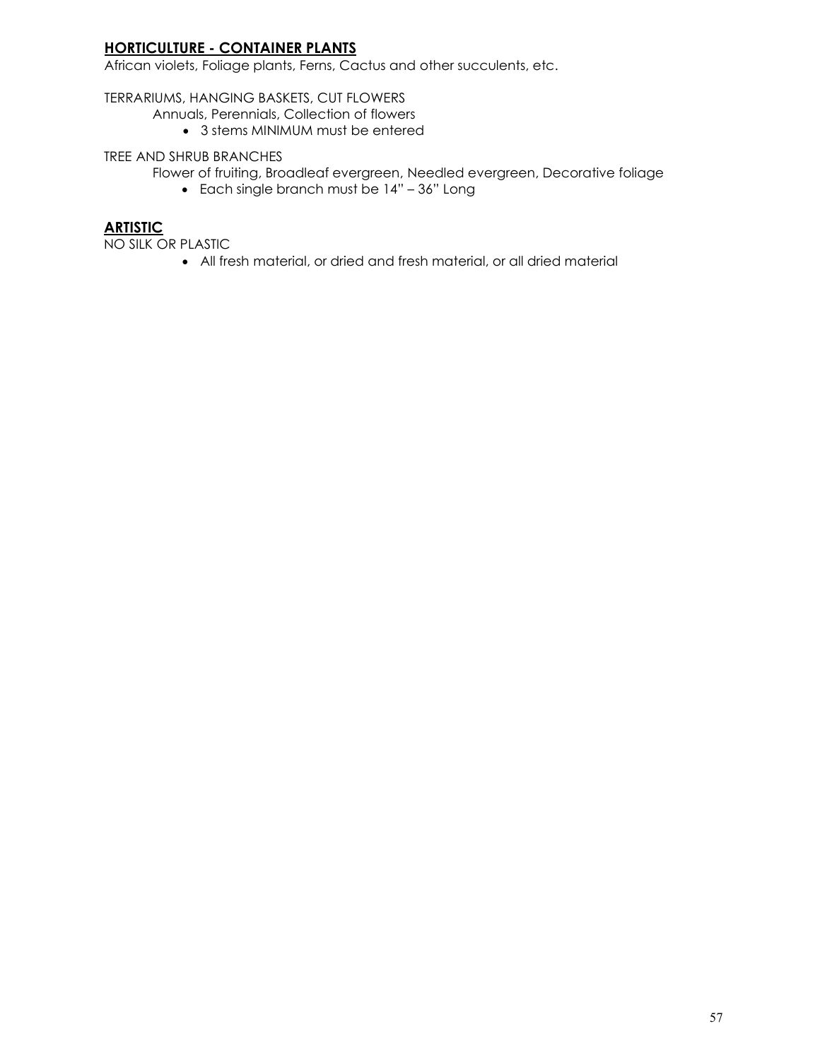## **HORTICULTURE - CONTAINER PLANTS**

African violets, Foliage plants, Ferns, Cactus and other succulents, etc.

TERRARIUMS, HANGING BASKETS, CUT FLOWERS

Annuals, Perennials, Collection of flowers

- 3 stems MINIMUM must be entered

TREE AND SHRUB BRANCHES

Flower of fruiting, Broadleaf evergreen, Needled evergreen, Decorative foliage

- Each single branch must be 14" – 36" Long

## **ARTISTIC**

NO SILK OR PLASTIC

- All fresh material, or dried and fresh material, or all dried material